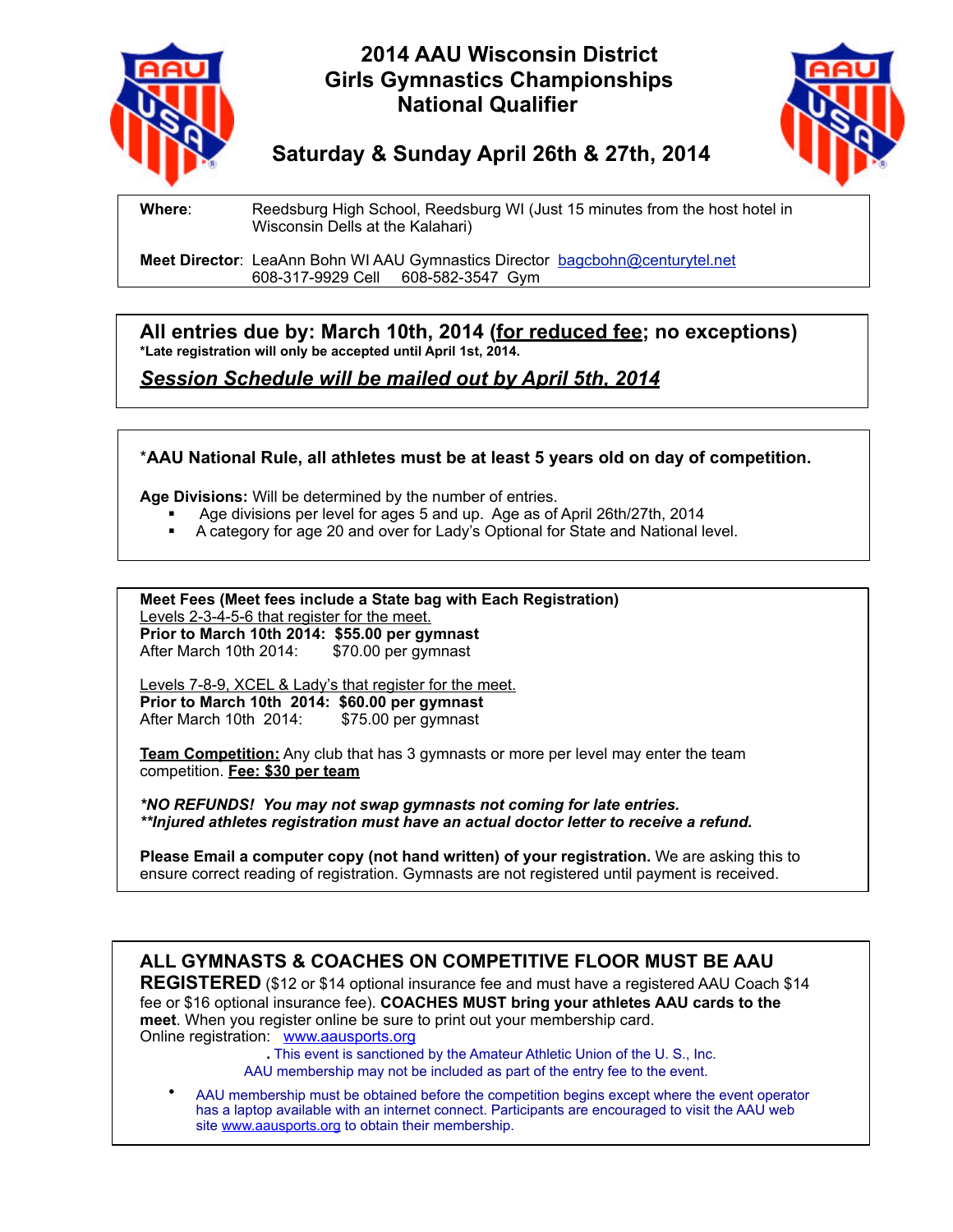# 2014 AAU Wisconsin District Girls Gymnastics Championships National Qualifier

## Saturday & Sunday April 26th & 27th, 2014

**Where**: Reedsburg High School, Reedsburg WI (Just 15 minutes from the host hotel in Wisconsin Dells at the Kalahari)

**Meet Director**: LeaAnn Bohn WI AAU Gymnastics Director bagcbohn@centurytel.net
608-317-9929 Cell 608-582-3547 Gym

**All entries due by: March 10th, 2014 (<u>for reduced fee</u>; no exceptions)**
**\*Late registration will only be accepted until April 1st, 2014.**

***<u>Session Schedule will be mailed out by April 5th, 2014</u>***

**\*AAU National Rule, all athletes must be at least 5 years old on day of competition.**

**Age Divisions:** Will be determined by the number of entries.

- Age divisions per level for ages 5 and up. Age as of April 26th/27th, 2014
- A category for age 20 and over for Lady's Optional for State and National level.

**Meet Fees (Meet fees include a State bag with Each Registration)**
<u>Levels 2-3-4-5-6 that register for the meet.</u>
**Prior to March 10th 2014: $55.00 per gymnast**
After March 10th 2014: $70.00 per gymnast

<u>Levels 7-8-9, XCEL & Lady's that register for the meet.</u>
**Prior to March 10th 2014: $60.00 per gymnast**
After March 10th 2014: $75.00 per gymnast

**<u>Team Competition:</u>** Any club that has 3 gymnasts or more per level may enter the team competition. **<u>Fee: $30 per team</u>**

***\*NO REFUNDS! You may not swap gymnasts not coming for late entries.***
***\*\*Injured athletes registration must have an actual doctor letter to receive a refund.***

**Please Email a computer copy (not hand written) of your registration.** We are asking this to ensure correct reading of registration. Gymnasts are not registered until payment is received.

**ALL GYMNASTS & COACHES ON COMPETITIVE FLOOR MUST BE AAU REGISTERED** ($12 or $14 optional insurance fee and must have a registered AAU Coach $14 fee or $16 optional insurance fee). **COACHES MUST bring your athletes AAU cards to the meet**. When you register online be sure to print out your membership card.
Online registration: www.aausports.org

. This event is sanctioned by the Amateur Athletic Union of the U. S., Inc.
AAU membership may not be included as part of the entry fee to the event.

- AAU membership must be obtained before the competition begins except where the event operator has a laptop available with an internet connect. Participants are encouraged to visit the AAU web site www.aausports.org to obtain their membership.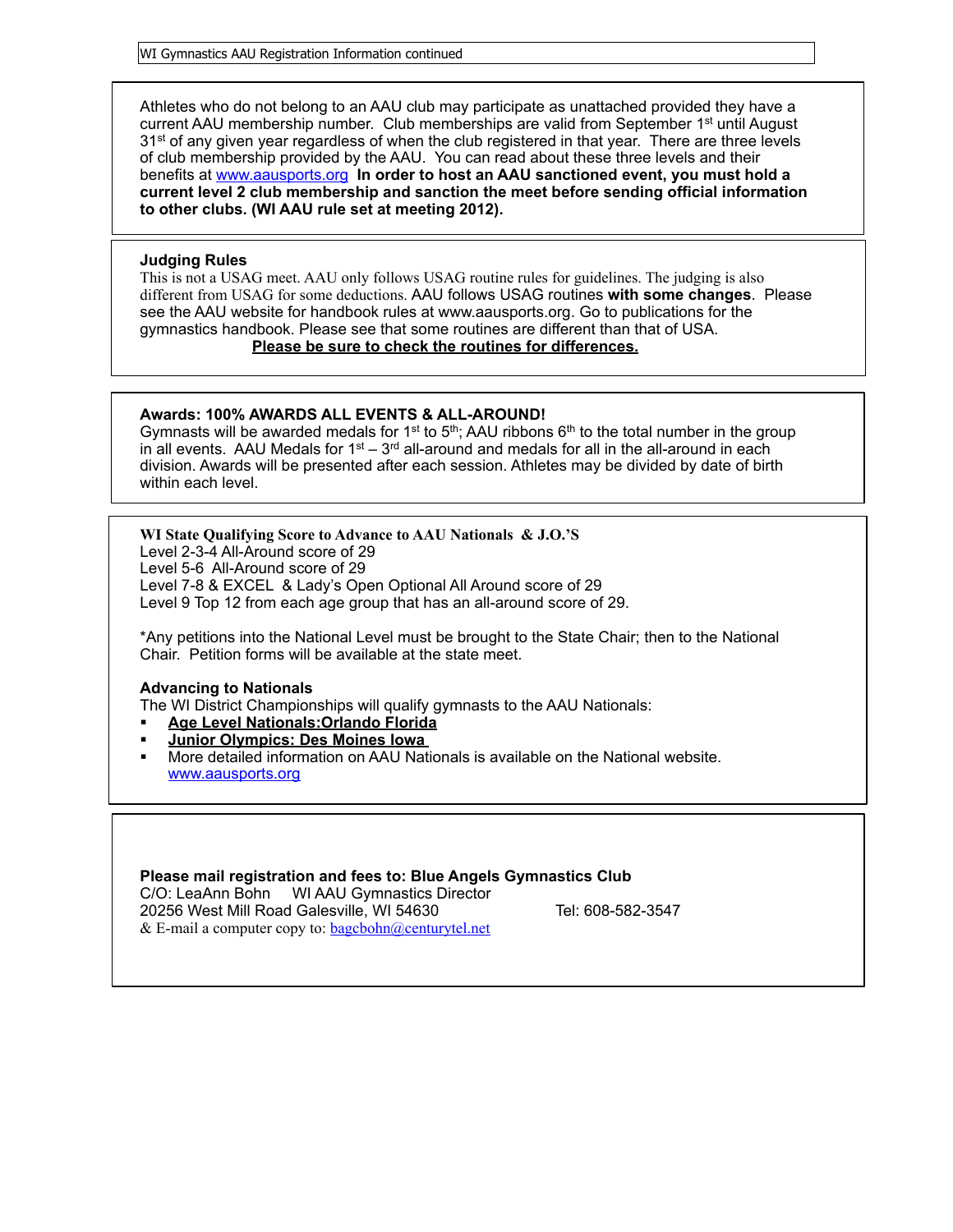Athletes who do not belong to an AAU club may participate as unattached provided they have a current AAU membership number. Club memberships are valid from September 1st until August 31st of any given year regardless of when the club registered in that year. There are three levels of club membership provided by the AAU. You can read about these three levels and their benefits at www.aausports.org **In order to host an AAU sanctioned event, you must hold a current level 2 club membership and sanction the meet before sending official information to other clubs. (WI AAU rule set at meeting 2012).**

**Judging Rules**

This is not a USAG meet. AAU only follows USAG routine rules for guidelines. The judging is also different from USAG for some deductions. AAU follows USAG routines **with some changes**. Please see the AAU website for handbook rules at www.aausports.org. Go to publications for the gymnastics handbook. Please see that some routines are different than that of USA.

**Please be sure to check the routines for differences.**

**Awards: 100% AWARDS ALL EVENTS & ALL-AROUND!**

Gymnasts will be awarded medals for 1st to 5th; AAU ribbons 6th to the total number in the group in all events. AAU Medals for 1st – 3rd all-around and medals for all in the all-around in each division. Awards will be presented after each session. Athletes may be divided by date of birth within each level.

**WI State Qualifying Score to Advance to AAU Nationals & J.O.'S**

Level 2-3-4 All-Around score of 29
Level 5-6 All-Around score of 29
Level 7-8 & EXCEL & Lady's Open Optional All Around score of 29
Level 9 Top 12 from each age group that has an all-around score of 29.

*Any petitions into the National Level must be brought to the State Chair; then to the National Chair. Petition forms will be available at the state meet.

**Advancing to Nationals**

The WI District Championships will qualify gymnasts to the AAU Nationals:

- **Age Level Nationals:Orlando Florida**
- **Junior Olympics: Des Moines Iowa**
- More detailed information on AAU Nationals is available on the National website. www.aausports.org

**Please mail registration and fees to: Blue Angels Gymnastics Club**

C/O: LeaAnn Bohn WI AAU Gymnastics Director
20256 West Mill Road Galesville, WI 54630 Tel: 608-582-3547
& E-mail a computer copy to: bagcbohn@centurytel.net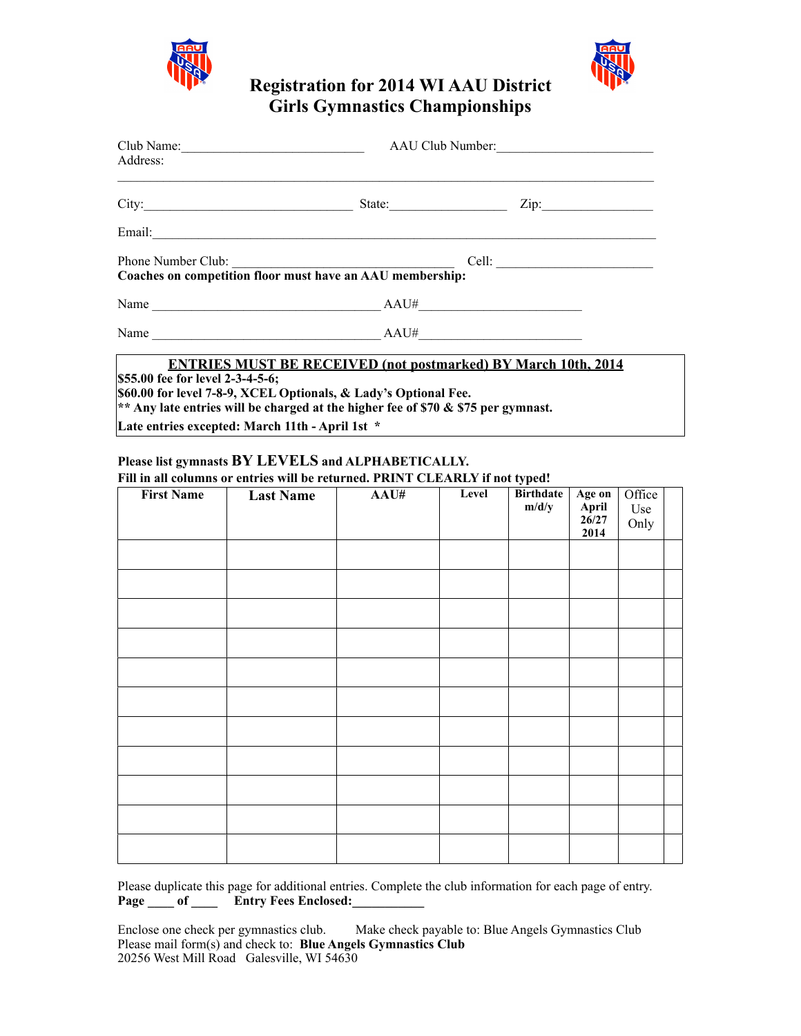# Registration for 2014 WI AAU District Girls Gymnastics Championships

Club Name:___________________________ AAU Club Number:________________________

Address:

_______________________________________________________________________________

City:________________________________ State:_________________ Zip:________________

Email:_________________________________________________________________________

Phone Number Club: ________________________________ Cell: ________________________

**Coaches on competition floor must have an AAU membership:**

Name ___________________________________ AAU#_________________________

Name ___________________________________ AAU#_________________________

**<u>ENTRIES MUST BE RECEIVED (not postmarked) BY March 10th, 2014</u>**

**$55.00 fee for level 2-3-4-5-6;**

**$60.00 for level 7-8-9, XCEL Optionals, & Lady's Optional Fee.**

**** Any late entries will be charged at the higher fee of $70 & $75 per gymnast.**

**Late entries excepted: March 11th - April 1st \***

**Please list gymnasts BY LEVELS and ALPHABETICALLY.**

**Fill in all columns or entries will be returned. PRINT CLEARLY if not typed!**

| First Name | Last Name | AAU# | Level | Birthdate m/d/y | Age on April 26/27 2014 | Office Use Only | |
|---|---|---|---|---|---|---|---|
| | | | | | | | |
| | | | | | | | |
| | | | | | | | |
| | | | | | | | |
| | | | | | | | |
| | | | | | | | |
| | | | | | | | |
| | | | | | | | |
| | | | | | | | |
| | | | | | | | |
| | | | | | | | |

Please duplicate this page for additional entries. Complete the club information for each page of entry.

**Page ____ of ____ Entry Fees Enclosed:___________**

Enclose one check per gymnastics club. Make check payable to: Blue Angels Gymnastics Club

Please mail form(s) and check to: **Blue Angels Gymnastics Club**

20256 West Mill Road Galesville, WI 54630